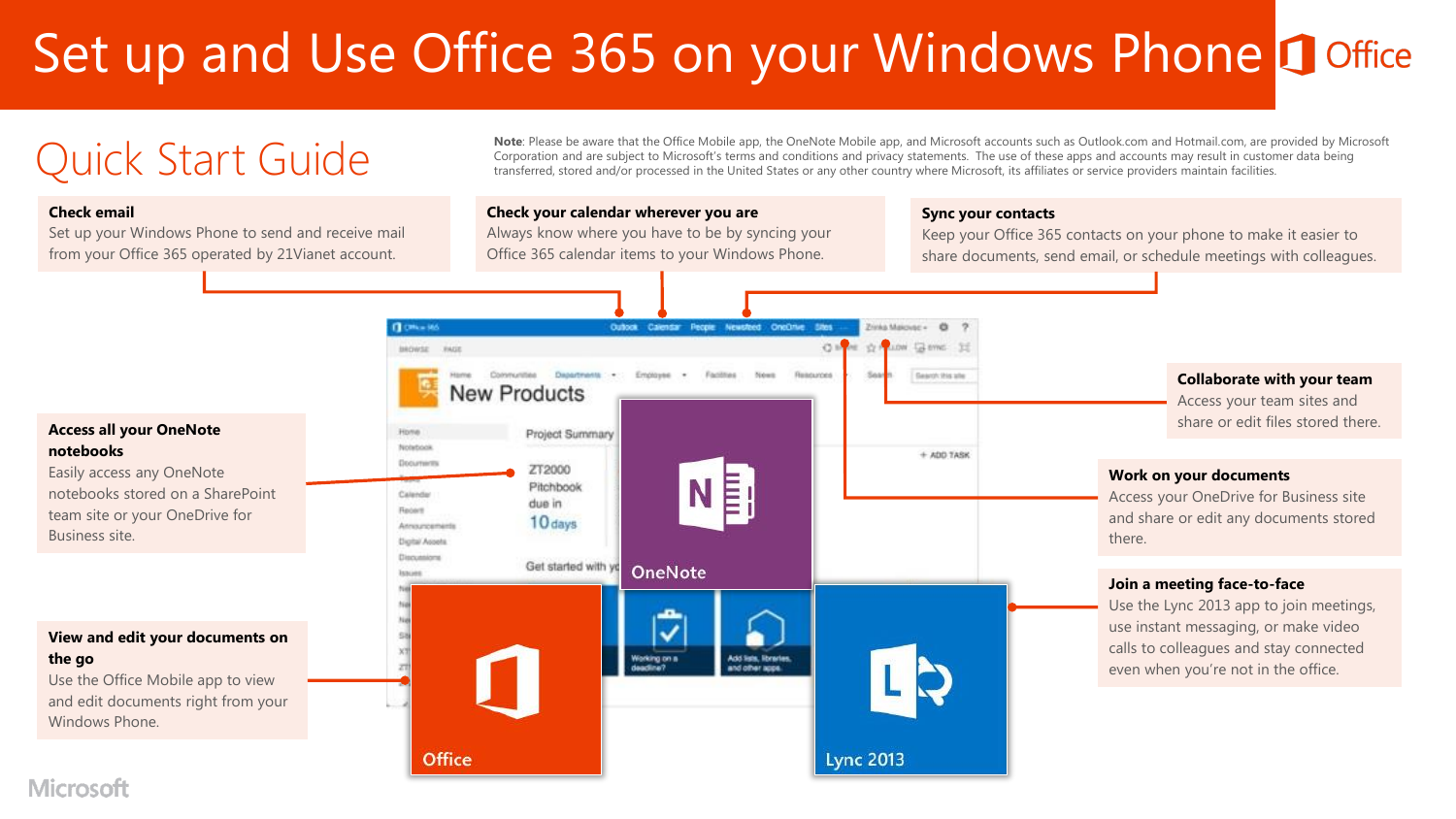# Set up and Use Office 365 on your Windows Phone

## Quick Start Guide

**Note**: Please be aware that the Office Mobile app, the OneNote Mobile app, and Microsoft accounts such as Outlook.com and Hotmail.com, are provided by Microsoft Corporation and are subject to Microsoft's terms and conditions and privacy statements. The use of these apps and accounts may result in customer data being transferred, stored and/or processed in the United States or any other country where Microsoft, its affiliates or service providers maintain facilities.

**Check email**

Set up your Windows Phone to send and receive mail from your Office 365 operated by 21Vianet account.

**Check your calendar wherever you are**

Always know where you have to be by syncing your Office 365 calendar items to your Windows Phone.

**Sync your contacts**

Keep your Office 365 contacts on your phone to make it easier to share documents, send email, or schedule meetings with colleagues.

**Collaborate with your team**

Access your team sites and share or edit files stored there.

**Access all your OneNote notebooks**

Easily access any OneNote notebooks stored on a SharePoint team site or your OneDrive for Business site.

**Work on your documents**

Access your OneDrive for Business site and share or edit any documents stored there.

**Join a meeting face-to-face**

Use the Lync 2013 app to join meetings, use instant messaging, or make video calls to colleagues and stay connected even when you're not in the office.

**View and edit your documents on the go**

Use the Office Mobile app to view and edit documents right from your Windows Phone.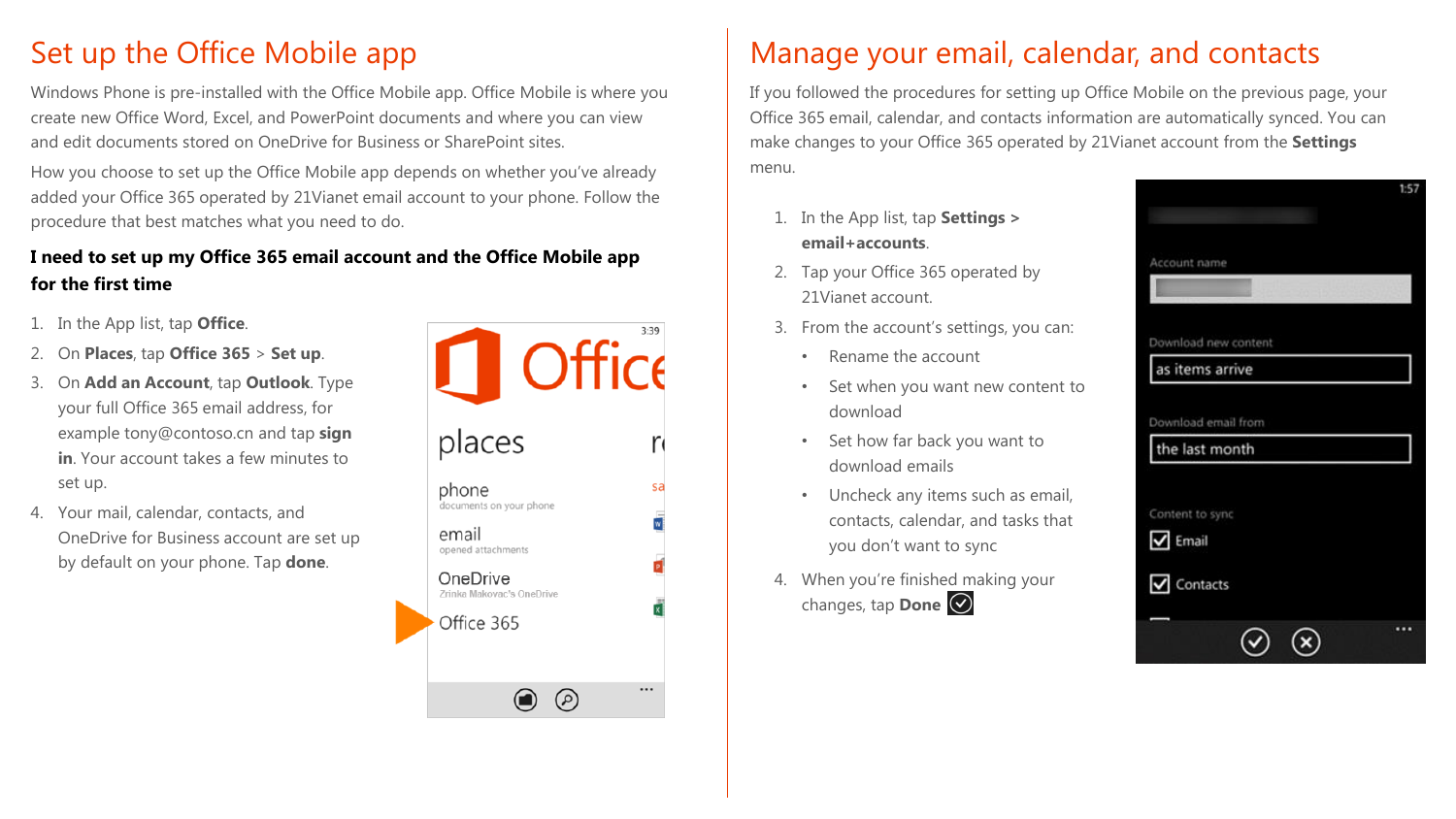# Set up the Office Mobile app

Windows Phone is pre-installed with the Office Mobile app. Office Mobile is where you create new Office Word, Excel, and PowerPoint documents and where you can view and edit documents stored on OneDrive for Business or SharePoint sites.

How you choose to set up the Office Mobile app depends on whether you've already added your Office 365 operated by 21Vianet email account to your phone. Follow the procedure that best matches what you need to do.

**I need to set up my Office 365 email account and the Office Mobile app for the first time**

1. In the App list, tap **Office**.
2. On **Places**, tap **Office 365** > **Set up**.
3. On **Add an Account**, tap **Outlook**. Type your full Office 365 email address, for example tony@contoso.cn and tap **sign in**. Your account takes a few minutes to set up.
4. Your mail, calendar, contacts, and OneDrive for Business account are set up by default on your phone. Tap **done**.

# Manage your email, calendar, and contacts

If you followed the procedures for setting up Office Mobile on the previous page, your Office 365 email, calendar, and contacts information are automatically synced. You can make changes to your Office 365 operated by 21Vianet account from the **Settings** menu.

1. In the App list, tap **Settings > email+accounts**.
2. Tap your Office 365 operated by 21Vianet account.
3. From the account's settings, you can:
   - Rename the account
   - Set when you want new content to download
   - Set how far back you want to download emails
   - Uncheck any items such as email, contacts, calendar, and tasks that you don't want to sync
4. When you're finished making your changes, tap **Done**.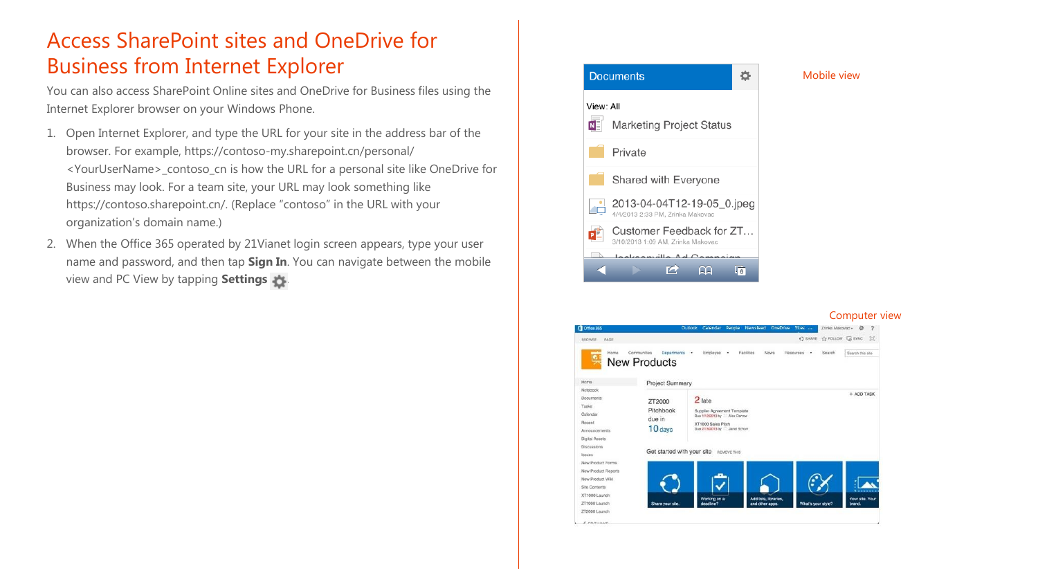# Access SharePoint sites and OneDrive for Business from Internet Explorer

You can also access SharePoint Online sites and OneDrive for Business files using the Internet Explorer browser on your Windows Phone.

1. Open Internet Explorer, and type the URL for your site in the address bar of the browser. For example, https://contoso-my.sharepoint.cn/personal/<YourUserName>_contoso_cn is how the URL for a personal site like OneDrive for Business may look. For a team site, your URL may look something like https://contoso.sharepoint.cn/. (Replace "contoso" in the URL with your organization's domain name.)
2. When the Office 365 operated by 21Vianet login screen appears, type your user name and password, and then tap **Sign In**. You can navigate between the mobile view and PC View by tapping **Settings**.

Mobile view

Computer view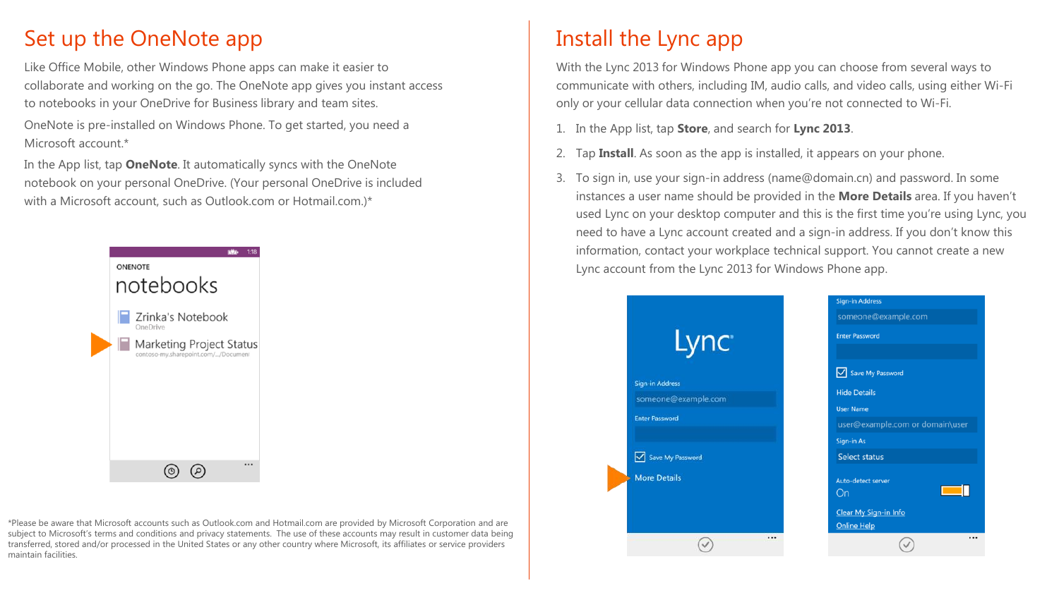# Set up the OneNote app

Like Office Mobile, other Windows Phone apps can make it easier to collaborate and working on the go. The OneNote app gives you instant access to notebooks in your OneDrive for Business library and team sites.

OneNote is pre-installed on Windows Phone. To get started, you need a Microsoft account.*

In the App list, tap **OneNote**. It automatically syncs with the OneNote notebook on your personal OneDrive. (Your personal OneDrive is included with a Microsoft account, such as Outlook.com or Hotmail.com.)*

*Please be aware that Microsoft accounts such as Outlook.com and Hotmail.com are provided by Microsoft Corporation and are subject to Microsoft's terms and conditions and privacy statements. The use of these accounts may result in customer data being transferred, stored and/or processed in the United States or any other country where Microsoft, its affiliates or service providers maintain facilities.

# Install the Lync app

With the Lync 2013 for Windows Phone app you can choose from several ways to communicate with others, including IM, audio calls, and video calls, using either Wi-Fi only or your cellular data connection when you're not connected to Wi-Fi.

1. In the App list, tap **Store**, and search for **Lync 2013**.
2. Tap **Install**. As soon as the app is installed, it appears on your phone.
3. To sign in, use your sign-in address (name@domain.cn) and password. In some instances a user name should be provided in the **More Details** area. If you haven't used Lync on your desktop computer and this is the first time you're using Lync, you need to have a Lync account created and a sign-in address. If you don't know this information, contact your workplace technical support. You cannot create a new Lync account from the Lync 2013 for Windows Phone app.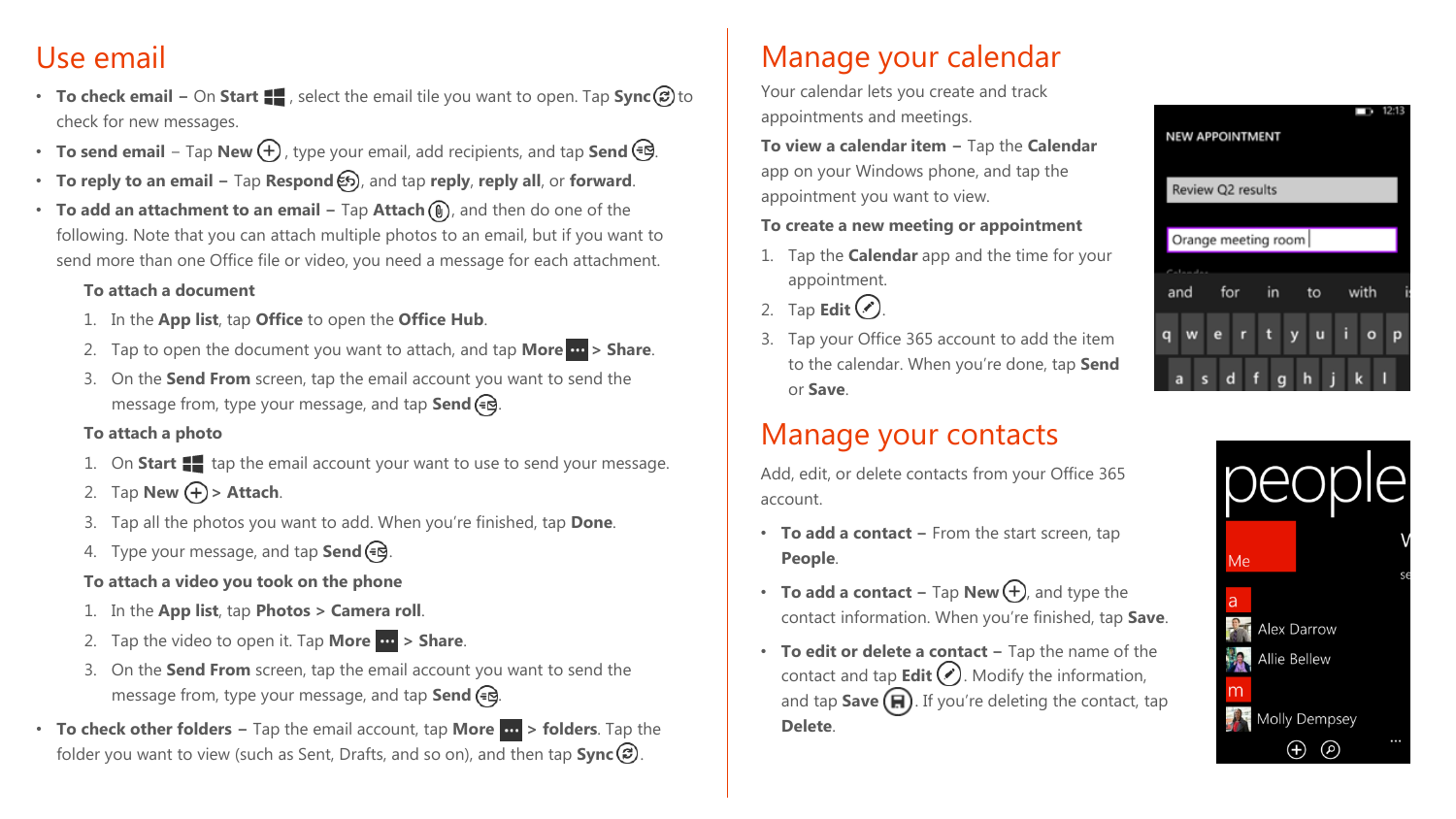# Use email

- **To check email –** On **Start**, select the email tile you want to open. Tap **Sync** to check for new messages.
- **To send email** – Tap **New**, type your email, add recipients, and tap **Send**.
- **To reply to an email –** Tap **Respond**, and tap **reply**, **reply all**, or **forward**.
- **To add an attachment to an email –** Tap **Attach**, and then do one of the following. Note that you can attach multiple photos to an email, but if you want to send more than one Office file or video, you need a message for each attachment.

  **To attach a document**

  1. In the **App list**, tap **Office** to open the **Office Hub**.
  2. Tap to open the document you want to attach, and tap **More** > **Share**.
  3. On the **Send From** screen, tap the email account you want to send the message from, type your message, and tap **Send**.

  **To attach a photo**

  1. On **Start** tap the email account your want to use to send your message.
  2. Tap **New** > **Attach**.
  3. Tap all the photos you want to add. When you're finished, tap **Done**.
  4. Type your message, and tap **Send**.

  **To attach a video you took on the phone**

  1. In the **App list**, tap **Photos** > **Camera roll**.
  2. Tap the video to open it. Tap **More** > **Share**.
  3. On the **Send From** screen, tap the email account you want to send the message from, type your message, and tap **Send**.

- **To check other folders –** Tap the email account, tap **More** > **folders**. Tap the folder you want to view (such as Sent, Drafts, and so on), and then tap **Sync**.

# Manage your calendar

Your calendar lets you create and track appointments and meetings.

**To view a calendar item –** Tap the **Calendar** app on your Windows phone, and tap the appointment you want to view.

**To create a new meeting or appointment**

1. Tap the **Calendar** app and the time for your appointment.
2. Tap **Edit**.
3. Tap your Office 365 account to add the item to the calendar. When you're done, tap **Send** or **Save**.

# Manage your contacts

Add, edit, or delete contacts from your Office 365 account.

- **To add a contact –** From the start screen, tap **People**.
- **To add a contact –** Tap **New**, and type the contact information. When you're finished, tap **Save**.
- **To edit or delete a contact –** Tap the name of the contact and tap **Edit**. Modify the information, and tap **Save**. If you're deleting the contact, tap **Delete**.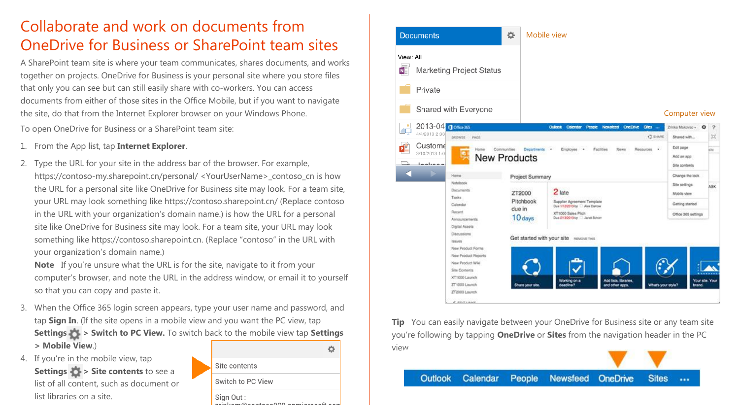# Collaborate and work on documents from OneDrive for Business or SharePoint team sites

A SharePoint team site is where your team communicates, shares documents, and works together on projects. OneDrive for Business is your personal site where you store files that only you can see but can still easily share with co-workers. You can access documents from either of those sites in the Office Mobile, but if you want to navigate the site, do that from the Internet Explorer browser on your Windows Phone.

To open OneDrive for Business or a SharePoint team site:

1. From the App list, tap **Internet Explorer**.
2. Type the URL for your site in the address bar of the browser. For example, https://contoso-my.sharepoint.cn/personal/ <YourUserName>_contoso_cn is how the URL for a personal site like OneDrive for Business site may look. For a team site, your URL may look something like https://contoso.sharepoint.cn/ (Replace contoso in the URL with your organization's domain name.) is how the URL for a personal site like OneDrive for Business site may look. For a team site, your URL may look something like https://contoso.sharepoint.cn. (Replace "contoso" in the URL with your organization's domain name.)
   **Note** If you're unsure what the URL is for the site, navigate to it from your computer's browser, and note the URL in the address window, or email it to yourself so that you can copy and paste it.
3. When the Office 365 login screen appears, type your user name and password, and tap **Sign In**. (If the site opens in a mobile view and you want the PC view, tap **Settings** > **Switch to PC View.** To switch back to the mobile view tap **Settings** > **Mobile View**.)
4. If you're in the mobile view, tap **Settings** > **Site contents** to see a list of all content, such as document or list libraries on a site.

Site contents
Switch to PC View
Sign Out : zrinkam@contoso000.onmicrosoft.com

Mobile view

Documents
View: All
Marketing Project Status
Private
Shared with Everyone

Computer view

**Tip** You can easily navigate between your OneDrive for Business site or any team site you're following by tapping **OneDrive** or **Sites** from the navigation header in the PC view

Outlook Calendar People Newsfeed OneDrive Sites ...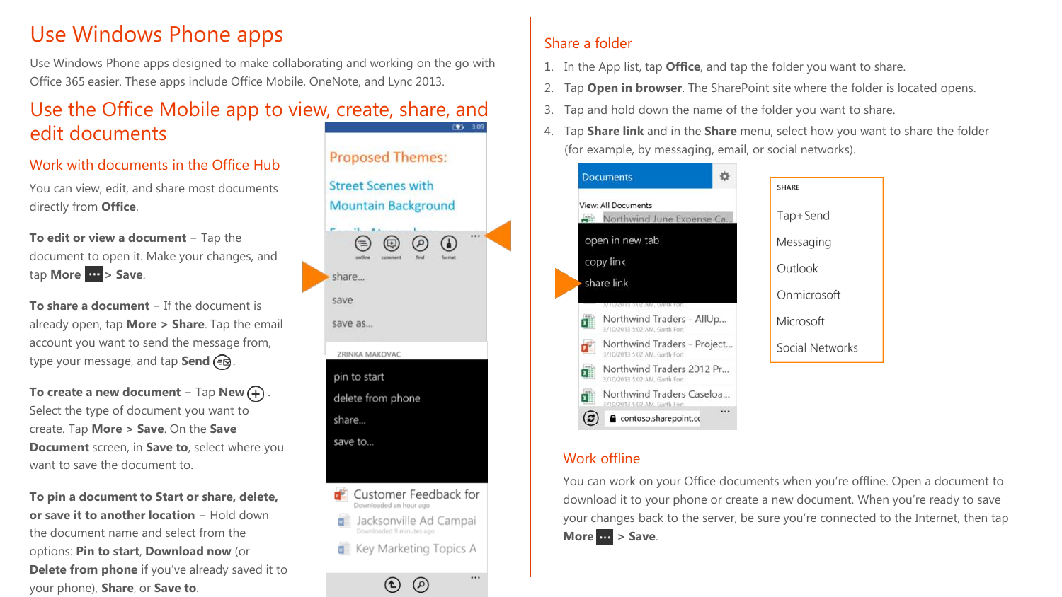# Use Windows Phone apps

Use Windows Phone apps designed to make collaborating and working on the go with Office 365 easier. These apps include Office Mobile, OneNote, and Lync 2013.

## Use the Office Mobile app to view, create, share, and edit documents

### Work with documents in the Office Hub

You can view, edit, and share most documents directly from **Office**.

**To edit or view a document** – Tap the document to open it. Make your changes, and tap **More** > **Save**.

**To share a document** – If the document is already open, tap **More > Share**. Tap the email account you want to send the message from, type your message, and tap **Send**.

**To create a new document** – Tap **New**. Select the type of document you want to create. Tap **More > Save**. On the **Save Document** screen, in **Save to**, select where you want to save the document to.

**To pin a document to Start or share, delete, or save it to another location** – Hold down the document name and select from the options: **Pin to start**, **Download now** (or **Delete from phone** if you've already saved it to your phone), **Share**, or **Save to**.

### Share a folder

1. In the App list, tap **Office**, and tap the folder you want to share.
2. Tap **Open in browser**. The SharePoint site where the folder is located opens.
3. Tap and hold down the name of the folder you want to share.
4. Tap **Share link** and in the **Share** menu, select how you want to share the folder (for example, by messaging, email, or social networks).

### Work offline

You can work on your Office documents when you're offline. Open a document to download it to your phone or create a new document. When you're ready to save your changes back to the server, be sure you're connected to the Internet, then tap **More** > **Save**.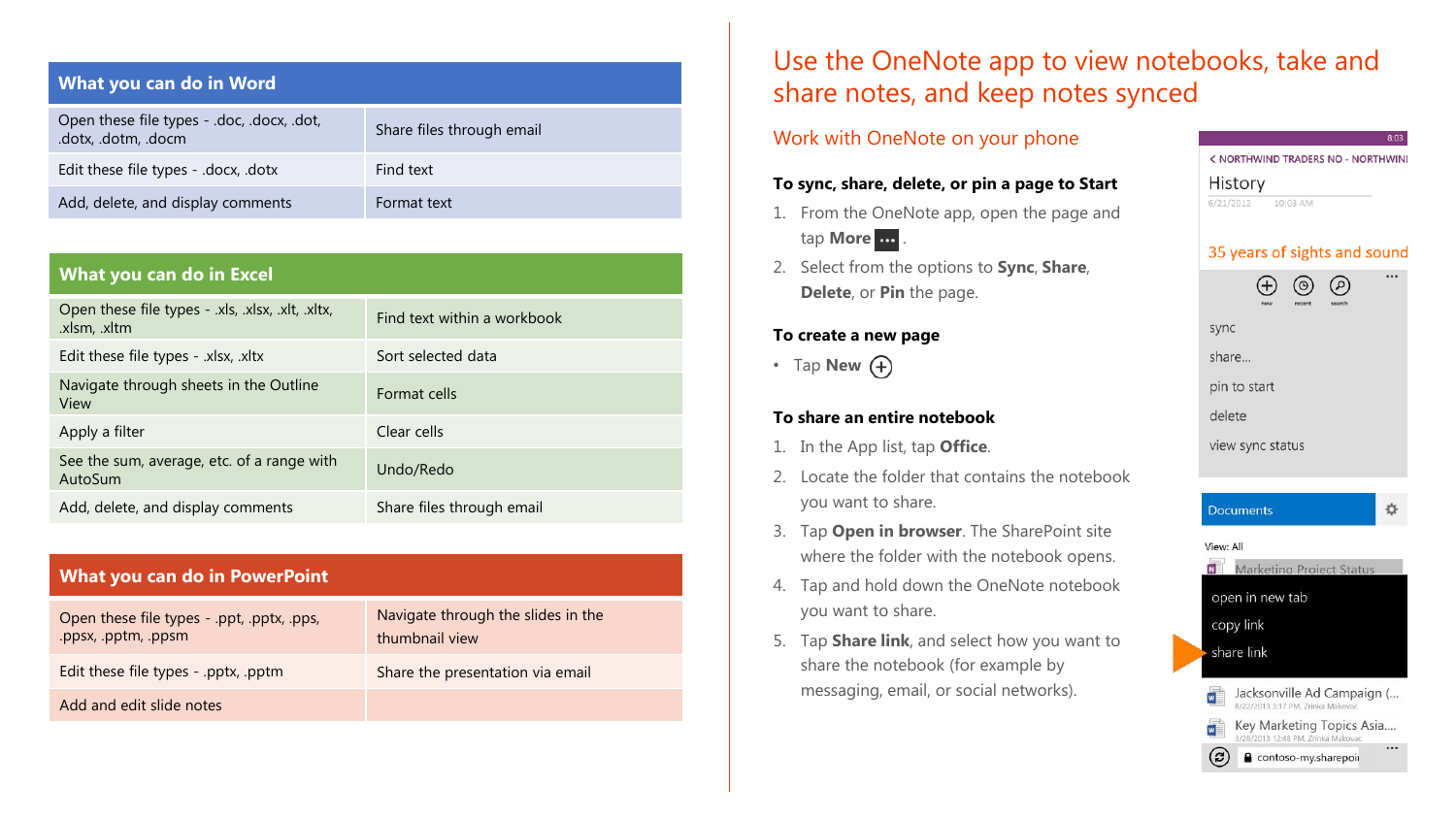| What you can do in Word | |
| --- | --- |
| Open these file types - .doc, .docx, .dot, .dotx, .dotm, .docm | Share files through email |
| Edit these file types - .docx, .dotx | Find text |
| Add, delete, and display comments | Format text |

| What you can do in Excel | |
| --- | --- |
| Open these file types - .xls, .xlsx, .xlt, .xltx, .xlsm, .xltm | Find text within a workbook |
| Edit these file types - .xlsx, .xltx | Sort selected data |
| Navigate through sheets in the Outline View | Format cells |
| Apply a filter | Clear cells |
| See the sum, average, etc. of a range with AutoSum | Undo/Redo |
| Add, delete, and display comments | Share files through email |

| What you can do in PowerPoint | |
| --- | --- |
| Open these file types - .ppt, .pptx, .pps, .ppsx, .pptm, .ppsm | Navigate through the slides in the thumbnail view |
| Edit these file types - .pptx, .pptm | Share the presentation via email |
| Add and edit slide notes | |

# Use the OneNote app to view notebooks, take and share notes, and keep notes synced

## Work with OneNote on your phone

### To sync, share, delete, or pin a page to Start

1. From the OneNote app, open the page and tap **More** ... .
2. Select from the options to **Sync**, **Share**, **Delete**, or **Pin** the page.

### To create a new page

- Tap **New** ⊕

### To share an entire notebook

1. In the App list, tap **Office**.
2. Locate the folder that contains the notebook you want to share.
3. Tap **Open in browser**. The SharePoint site where the folder with the notebook opens.
4. Tap and hold down the OneNote notebook you want to share.
5. Tap **Share link**, and select how you want to share the notebook (for example by messaging, email, or social networks).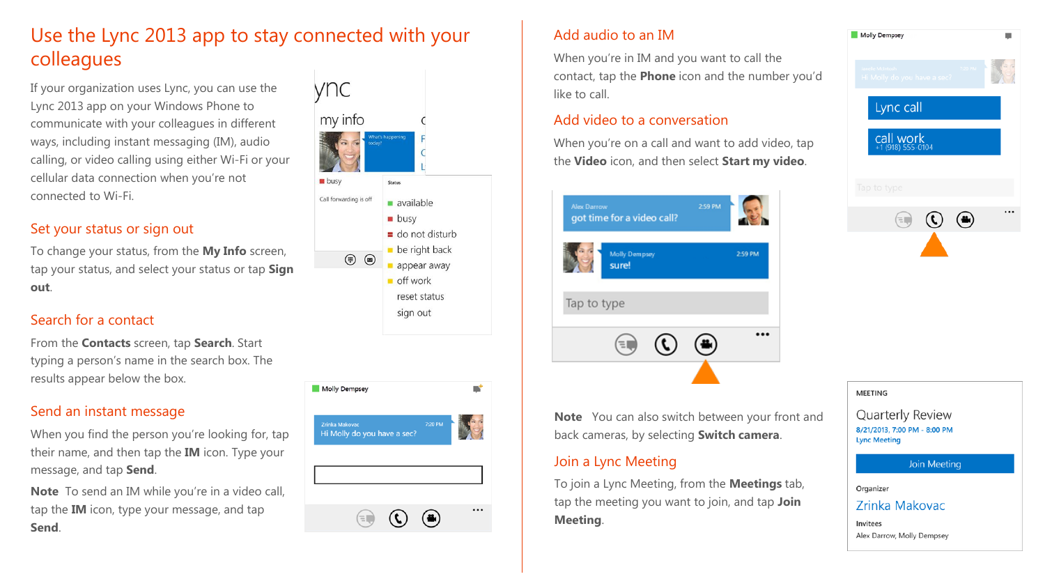# Use the Lync 2013 app to stay connected with your colleagues

If your organization uses Lync, you can use the Lync 2013 app on your Windows Phone to communicate with your colleagues in different ways, including instant messaging (IM), audio calling, or video calling using either Wi-Fi or your cellular data connection when you're not connected to Wi-Fi.

## Set your status or sign out

To change your status, from the **My Info** screen, tap your status, and select your status or tap **Sign out**.

## Search for a contact

From the **Contacts** screen, tap **Search**. Start typing a person's name in the search box. The results appear below the box.

## Send an instant message

When you find the person you're looking for, tap their name, and then tap the **IM** icon. Type your message, and tap **Send**.

**Note** To send an IM while you're in a video call, tap the **IM** icon, type your message, and tap **Send**.

## Add audio to an IM

When you're in IM and you want to call the contact, tap the **Phone** icon and the number you'd like to call.

## Add video to a conversation

When you're on a call and want to add video, tap the **Video** icon, and then select **Start my video**.

**Note** You can also switch between your front and back cameras, by selecting **Switch camera**.

## Join a Lync Meeting

To join a Lync Meeting, from the **Meetings** tab, tap the meeting you want to join, and tap **Join Meeting**.